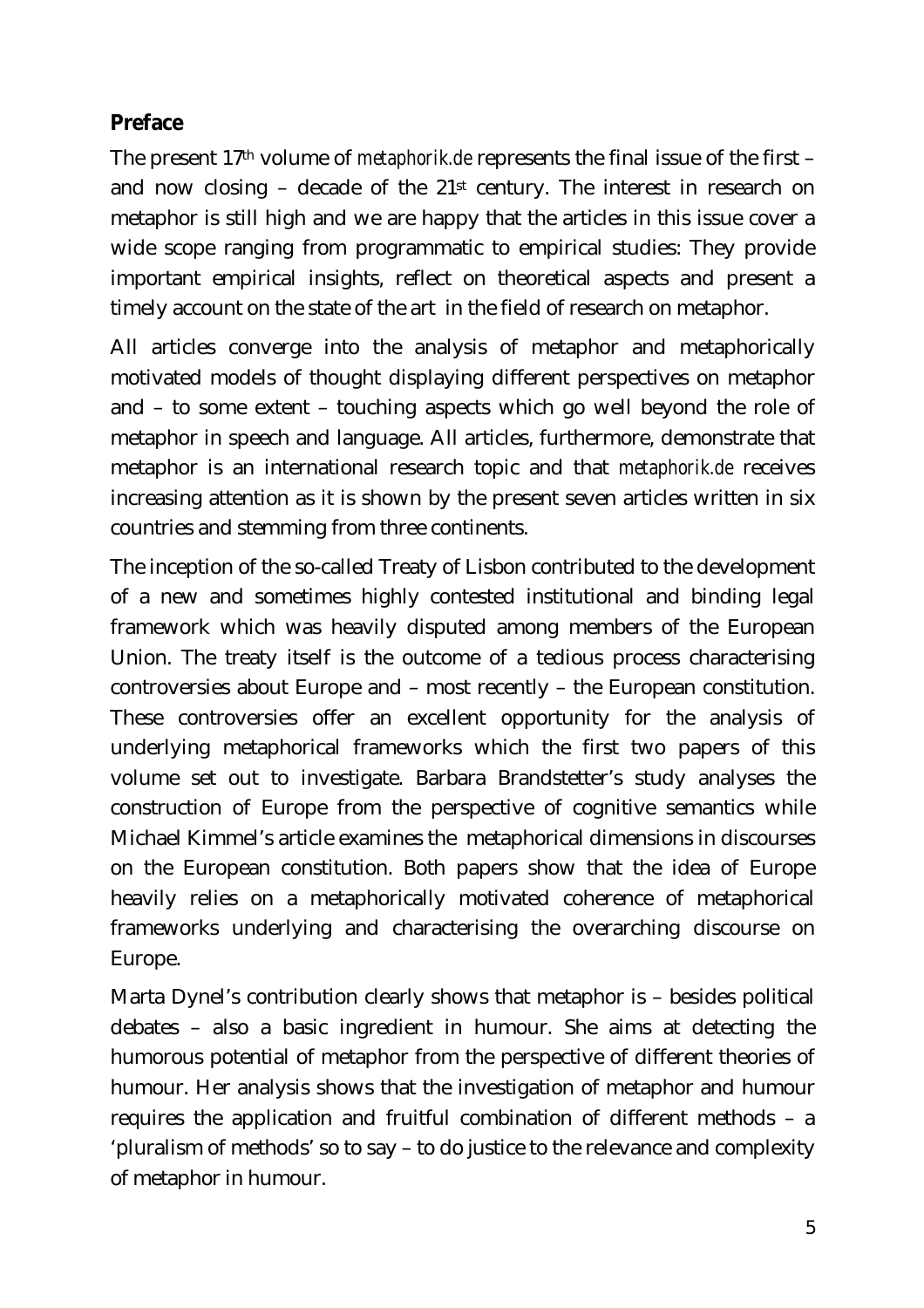## Preface

The present 17th volume of *metaphorik.de* represents the final issue of the first – and now closing – decade of the 21st century. The interest in research on metaphor is still high and we are happy that the articles in this issue cover a wide scope ranging from programmatic to empirical studies: They provide important empirical insights, reflect on theoretical aspects and present a timely account on the state of the art in the field of research on metaphor.

All articles converge into the analysis of metaphor and metaphorically motivated models of thought displaying different perspectives on metaphor and – to some extent – touching aspects which go well beyond the role of metaphor in speech and language. All articles, furthermore, demonstrate that metaphor is an international research topic and that *metaphorik.de* receives increasing attention as it is shown by the present seven articles written in six countries and stemming from three continents.

The inception of the so-called Treaty of Lisbon contributed to the development of a new and sometimes highly contested institutional and binding legal framework which was heavily disputed among members of the European Union. The treaty itself is the outcome of a tedious process characterising controversies about Europe and – most recently – the European constitution. These controversies offer an excellent opportunity for the analysis of underlying metaphorical frameworks which the first two papers of this volume set out to investigate. Barbara Brandstetter's study analyses the construction of Europe from the perspective of cognitive semantics while Michael Kimmel's article examines the metaphorical dimensions in discourses on the European constitution. Both papers show that the idea of Europe heavily relies on a metaphorically motivated coherence of metaphorical frameworks underlying and characterising the overarching discourse on Europe.

Marta Dynel's contribution clearly shows that metaphor is – besides political debates – also a basic ingredient in humour. She aims at detecting the humorous potential of metaphor from the perspective of different theories of humour. Her analysis shows that the investigation of metaphor and humour requires the application and fruitful combination of different methods – a 'pluralism of methods' so to say – to do justice to the relevance and complexity of metaphor in humour.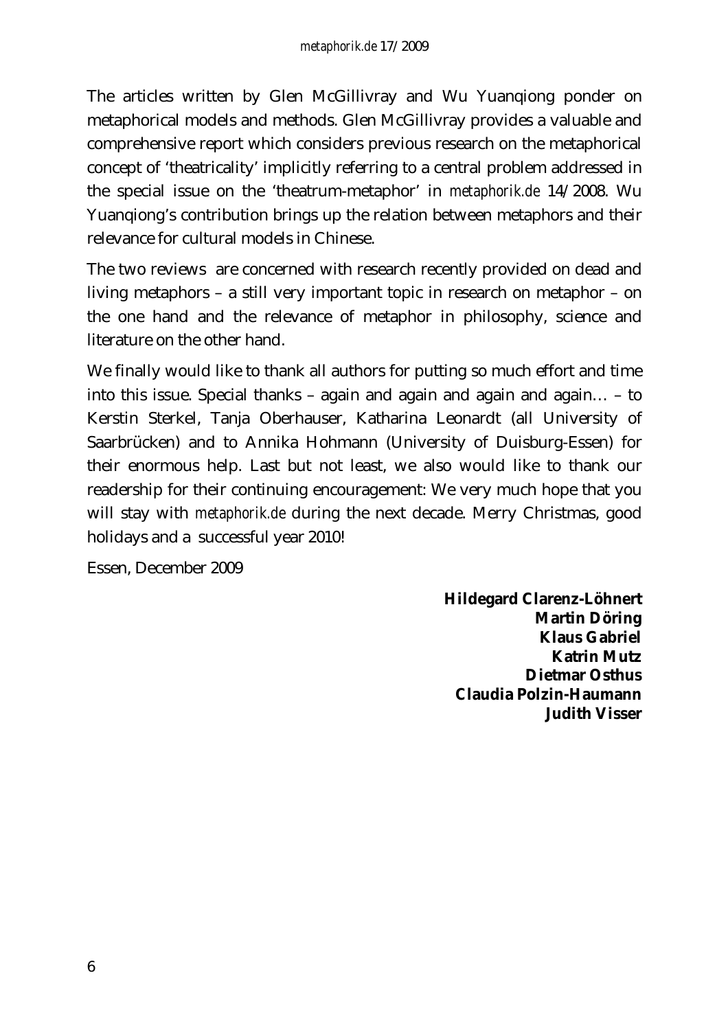The articles written by Glen McGillivray and Wu Yuanqiong ponder on metaphorical models and methods. Glen McGillivray provides a valuable and comprehensive report which considers previous research on the metaphorical concept of 'theatricality' implicitly referring to a central problem addressed in the special issue on the 'theatrum-metaphor' in *metaphorik.de* 14/2008. Wu Yuanqiong's contribution brings up the relation between metaphors and their relevance for cultural models in Chinese.

The two reviews are concerned with research recently provided on dead and living metaphors – a still very important topic in research on metaphor – on the one hand and the relevance of metaphor in philosophy, science and literature on the other hand.

We finally would like to thank all authors for putting so much effort and time into this issue. Special thanks – again and again and again and again… – to Kerstin Sterkel, Tanja Oberhauser, Katharina Leonardt (all University of Saarbrücken) and to Annika Hohmann (University of Duisburg-Essen) for their enormous help. Last but not least, we also would like to thank our readership for their continuing encouragement: We very much hope that you will stay with *metaphorik.de* during the next decade. Merry Christmas, good holidays and a successful year 2010!

Essen, December 2009

**Hildegard Clarenz-Löhnert**
**Martin Döring**
**Klaus Gabriel**
**Katrin Mutz**
**Dietmar Osthus**
**Claudia Polzin-Haumann**
**Judith Visser**